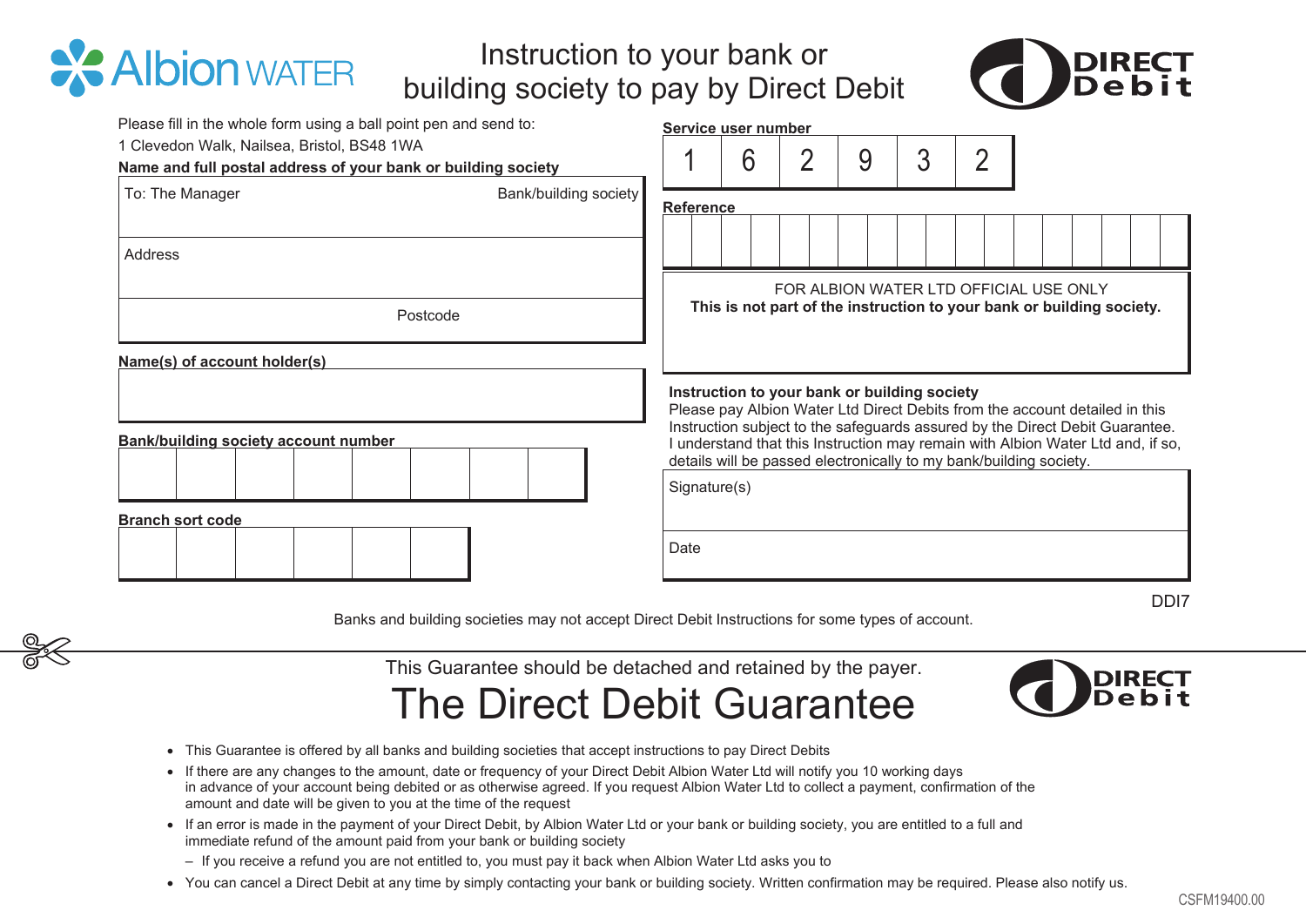Albion WATER

# Instruction to your bank or building society to pay by Direct Debit

DIRECT Debit

Please fill in the whole form using a ball point pen and send to:
1 Clevedon Walk, Nailsea, Bristol, BS48 1WA

**Name and full postal address of your bank or building society**

| To: The Manager | Bank/building society |
|---|---|
| Address | |
| Postcode | |

**Name(s) of account holder(s)**

| |
|---|
| |

**Bank/building society account number**

| | | | | | | | |
|---|---|---|---|---|---|---|---|
| | | | | | | | |

**Branch sort code**

| | | | | | |
|---|---|---|---|---|---|
| | | | | | |

**Service user number**

| 1 | 6 | 2 | 9 | 3 | 2 |
|---|---|---|---|---|---|

**Reference**

| | | | | | | | | | | | | | | | | | |
|---|---|---|---|---|---|---|---|---|---|---|---|---|---|---|---|---|---|
| | | | | | | | | | | | | | | | | | |

FOR ALBION WATER LTD OFFICIAL USE ONLY
**This is not part of the instruction to your bank or building society.**

**Instruction to your bank or building society**
Please pay Albion Water Ltd Direct Debits from the account detailed in this Instruction subject to the safeguards assured by the Direct Debit Guarantee. I understand that this Instruction may remain with Albion Water Ltd and, if so, details will be passed electronically to my bank/building society.

| Signature(s) |
|---|
| Date |

DDI7

Banks and building societies may not accept Direct Debit Instructions for some types of account.

---

This Guarantee should be detached and retained by the payer.

# The Direct Debit Guarantee

DIRECT Debit

- This Guarantee is offered by all banks and building societies that accept instructions to pay Direct Debits
- If there are any changes to the amount, date or frequency of your Direct Debit Albion Water Ltd will notify you 10 working days in advance of your account being debited or as otherwise agreed. If you request Albion Water Ltd to collect a payment, confirmation of the amount and date will be given to you at the time of the request
- If an error is made in the payment of your Direct Debit, by Albion Water Ltd or your bank or building society, you are entitled to a full and immediate refund of the amount paid from your bank or building society
  - If you receive a refund you are not entitled to, you must pay it back when Albion Water Ltd asks you to
- You can cancel a Direct Debit at any time by simply contacting your bank or building society. Written confirmation may be required. Please also notify us.

CSFM19400.00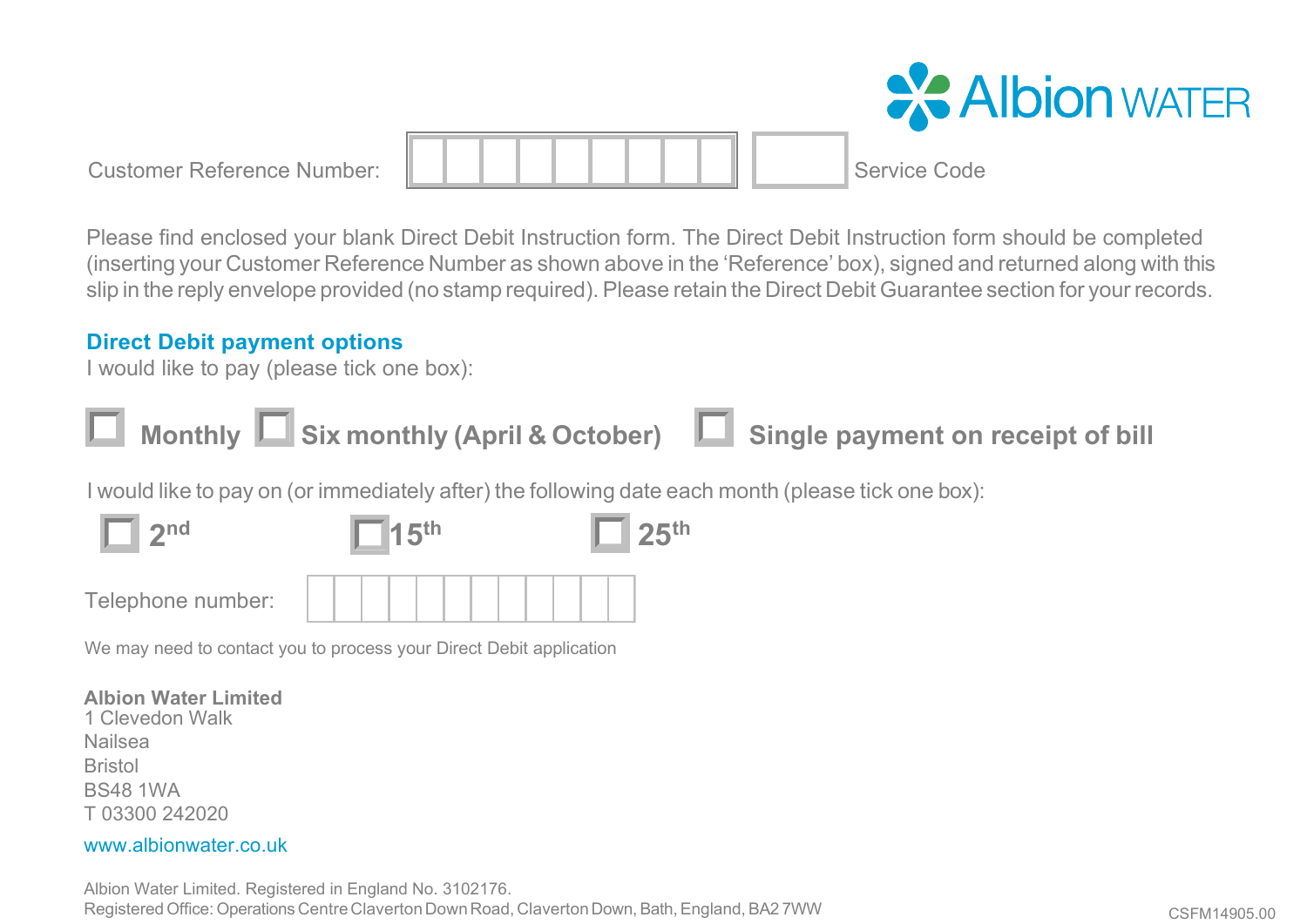Albion WATER

Customer Reference Number: [ ] [ ] [ ] [ ] [ ] [ ] [ ] [ ] [ ]     [ ] Service Code

Please find enclosed your blank Direct Debit Instruction form. The Direct Debit Instruction form should be completed (inserting your Customer Reference Number as shown above in the 'Reference' box), signed and returned along with this slip in the reply envelope provided (no stamp required). Please retain the Direct Debit Guarantee section for your records.

## Direct Debit payment options

I would like to pay (please tick one box):

☐ **Monthly** ☐ **Six monthly (April & October)** ☐ **Single payment on receipt of bill**

I would like to pay on (or immediately after) the following date each month (please tick one box):

☐ **2nd** ☐ **15th** ☐ **25th**

Telephone number: [ ] [ ] [ ] [ ] [ ] [ ] [ ] [ ] [ ] [ ] [ ] [ ]

We may need to contact you to process your Direct Debit application

**Albion Water Limited**
1 Clevedon Walk
Nailsea
Bristol
BS48 1WA
T 03300 242020

www.albionwater.co.uk

Albion Water Limited. Registered in England No. 3102176.
Registered Office: Operations Centre Claverton Down Road, Claverton Down, Bath, England, BA2 7WW

CSFM14905.00